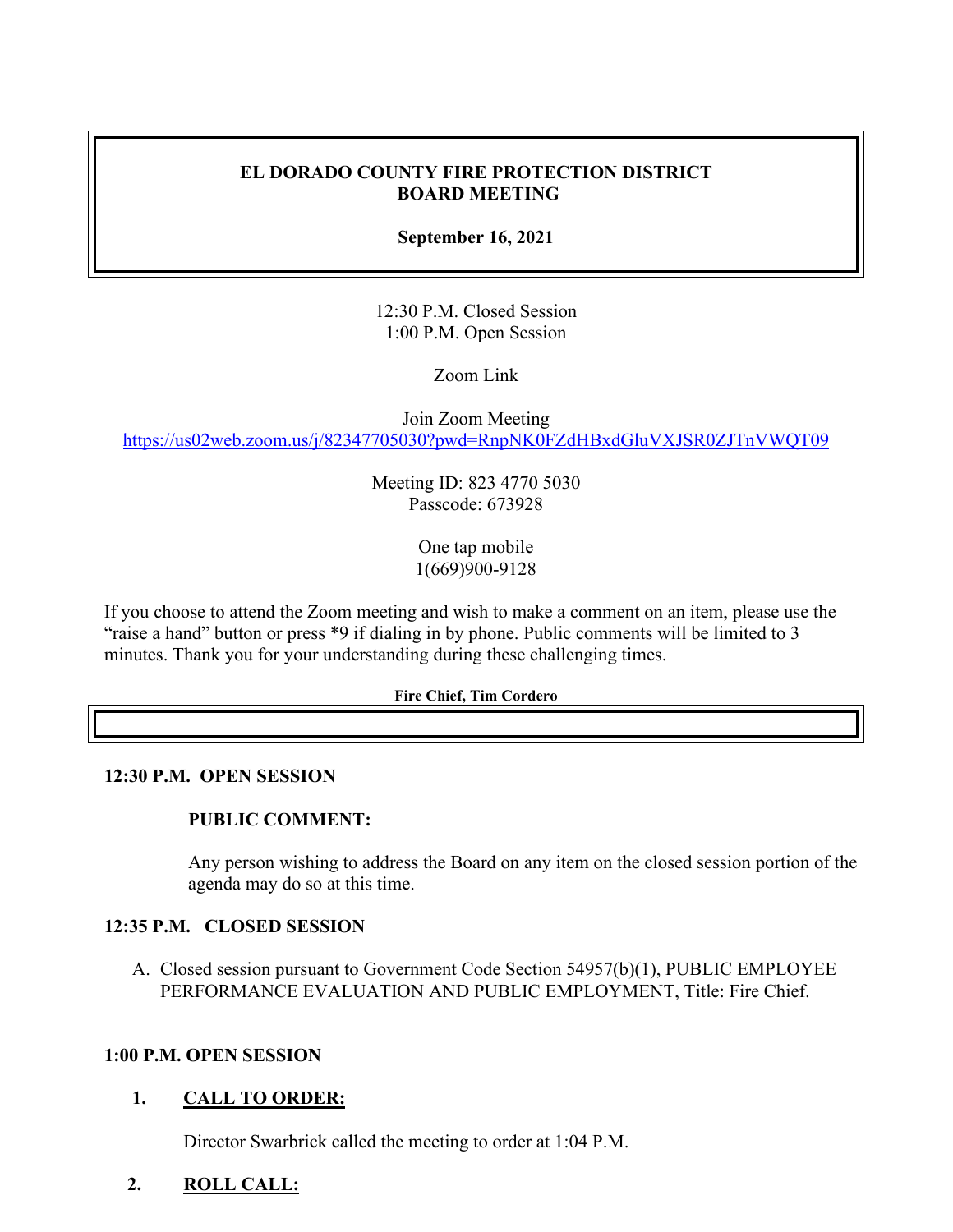# EL DORADO COUNTY FIRE PROTECTION DISTRICT
# BOARD MEETING

**September 16, 2021**

12:30 P.M. Closed Session
1:00 P.M. Open Session

Zoom Link

Join Zoom Meeting
https://us02web.zoom.us/j/82347705030?pwd=RnpNK0FZdHBxdGluVXJSR0ZJTnVWQT09

Meeting ID: 823 4770 5030
Passcode: 673928

One tap mobile
1(669)900-9128

If you choose to attend the Zoom meeting and wish to make a comment on an item, please use the "raise a hand" button or press *9 if dialing in by phone. Public comments will be limited to 3 minutes. Thank you for your understanding during these challenging times.

**Fire Chief, Tim Cordero**

**12:30 P.M. OPEN SESSION**

**PUBLIC COMMENT:**

Any person wishing to address the Board on any item on the closed session portion of the agenda may do so at this time.

**12:35 P.M. CLOSED SESSION**

A. Closed session pursuant to Government Code Section 54957(b)(1), PUBLIC EMPLOYEE PERFORMANCE EVALUATION AND PUBLIC EMPLOYMENT, Title: Fire Chief.

**1:00 P.M. OPEN SESSION**

1. **CALL TO ORDER:**

   Director Swarbrick called the meeting to order at 1:04 P.M.

2. **ROLL CALL:**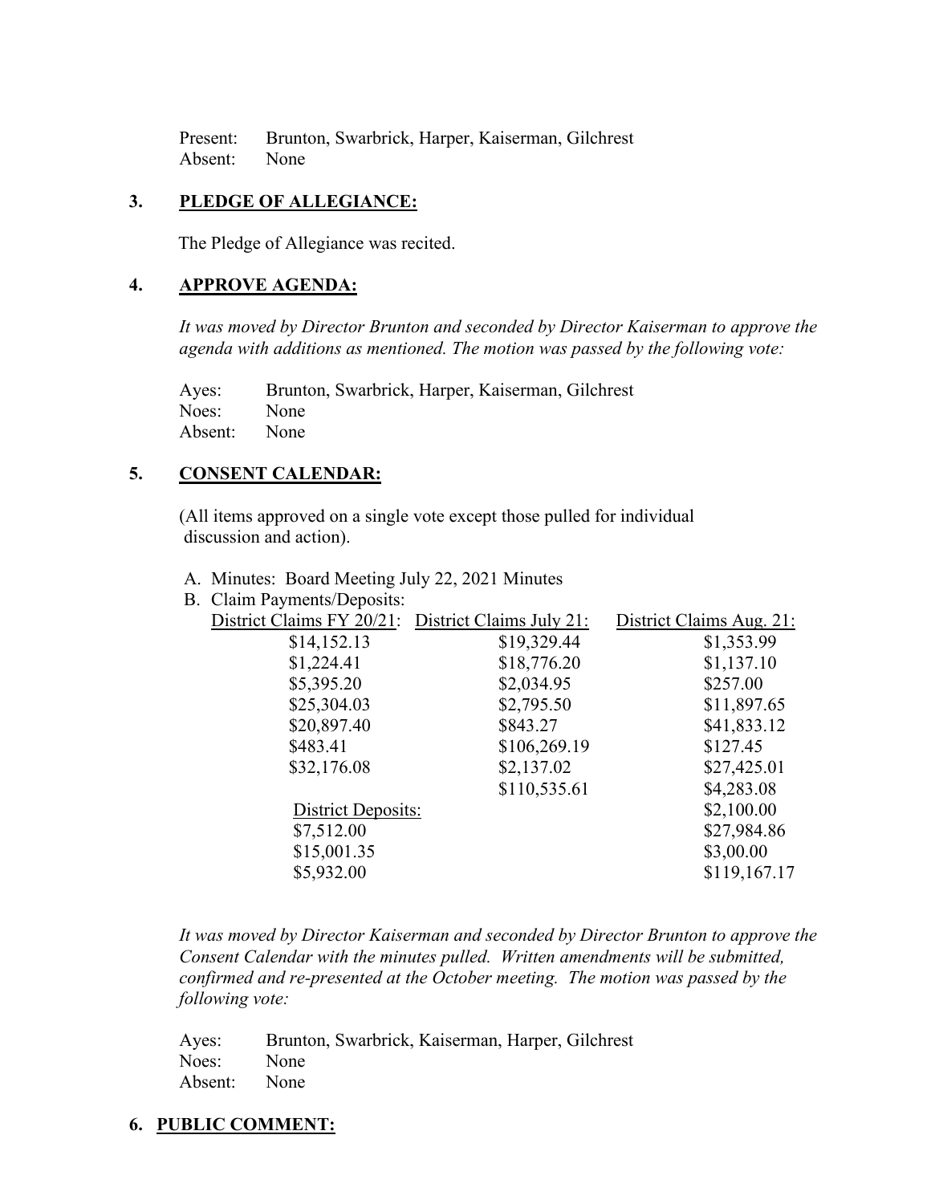Present: Brunton, Swarbrick, Harper, Kaiserman, Gilchrest
Absent: None

## 3. PLEDGE OF ALLEGIANCE:

The Pledge of Allegiance was recited.

## 4. APPROVE AGENDA:

*It was moved by Director Brunton and seconded by Director Kaiserman to approve the agenda with additions as mentioned. The motion was passed by the following vote:*

Ayes: Brunton, Swarbrick, Harper, Kaiserman, Gilchrest
Noes: None
Absent: None

## 5. CONSENT CALENDAR:

(All items approved on a single vote except those pulled for individual discussion and action).

A. Minutes: Board Meeting July 22, 2021 Minutes

B. Claim Payments/Deposits:

| District Claims FY 20/21: | District Claims July 21: | District Claims Aug. 21: |
|---|---|---|
| $14,152.13 | $19,329.44 | $1,353.99 |
| $1,224.41 | $18,776.20 | $1,137.10 |
| $5,395.20 | $2,034.95 | $257.00 |
| $25,304.03 | $2,795.50 | $11,897.65 |
| $20,897.40 | $843.27 | $41,833.12 |
| $483.41 | $106,269.19 | $127.45 |
| $32,176.08 | $2,137.02 | $27,425.01 |
| | $110,535.61 | $4,283.08 |
| District Deposits: | | $2,100.00 |
| $7,512.00 | | $27,984.86 |
| $15,001.35 | | $3,00.00 |
| $5,932.00 | | $119,167.17 |

*It was moved by Director Kaiserman and seconded by Director Brunton to approve the Consent Calendar with the minutes pulled. Written amendments will be submitted, confirmed and re-presented at the October meeting. The motion was passed by the following vote:*

Ayes: Brunton, Swarbrick, Kaiserman, Harper, Gilchrest
Noes: None
Absent: None

## 6. PUBLIC COMMENT: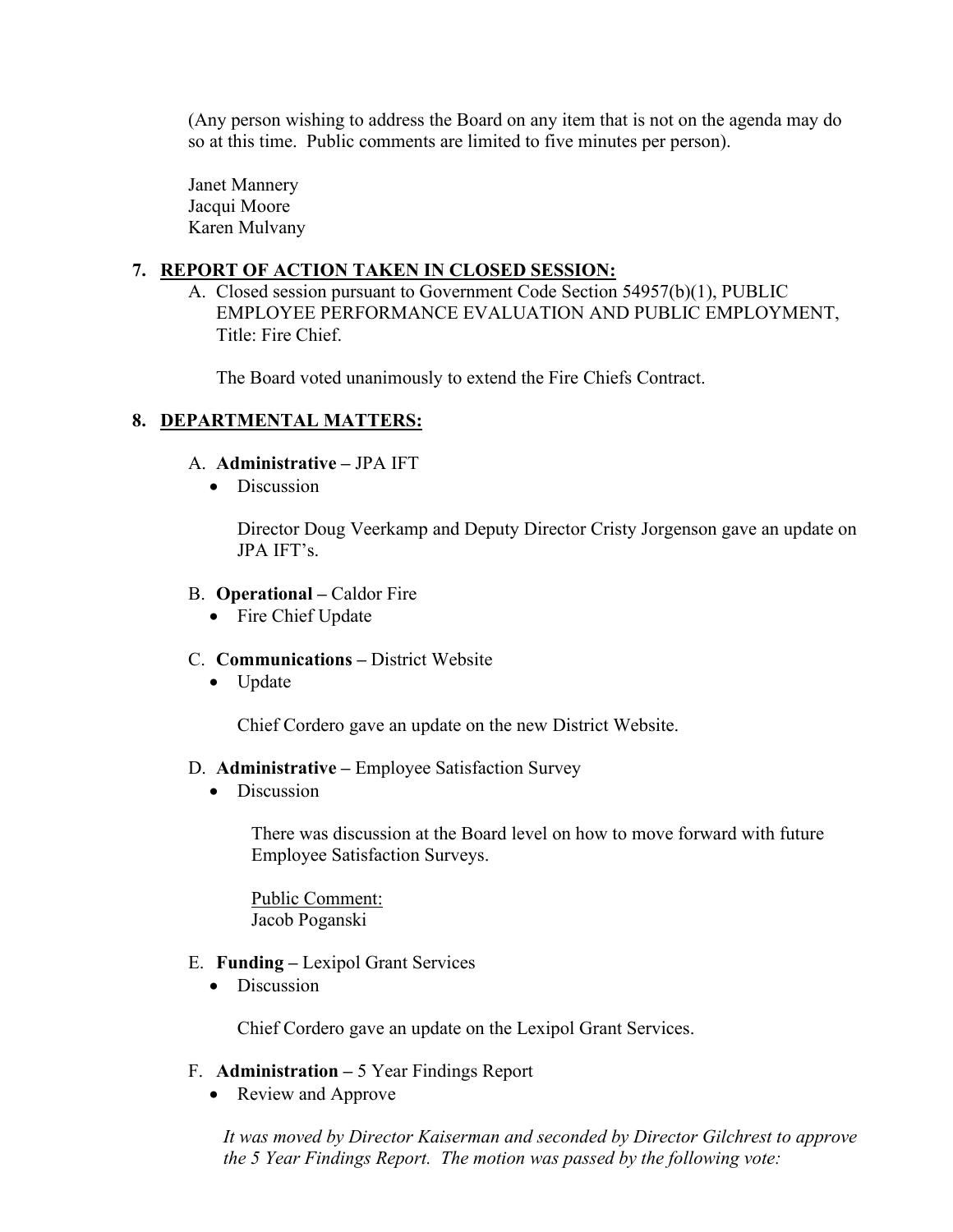(Any person wishing to address the Board on any item that is not on the agenda may do so at this time. Public comments are limited to five minutes per person).

Janet Mannery
Jacqui Moore
Karen Mulvany

## 7. REPORT OF ACTION TAKEN IN CLOSED SESSION:

A. Closed session pursuant to Government Code Section 54957(b)(1), PUBLIC EMPLOYEE PERFORMANCE EVALUATION AND PUBLIC EMPLOYMENT, Title: Fire Chief.

The Board voted unanimously to extend the Fire Chiefs Contract.

## 8. DEPARTMENTAL MATTERS:

A. **Administrative –** JPA IFT

- Discussion

Director Doug Veerkamp and Deputy Director Cristy Jorgenson gave an update on JPA IFT's.

B. **Operational –** Caldor Fire

- Fire Chief Update

C. **Communications –** District Website

- Update

Chief Cordero gave an update on the new District Website.

D. **Administrative –** Employee Satisfaction Survey

- Discussion

There was discussion at the Board level on how to move forward with future Employee Satisfaction Surveys.

Public Comment:
Jacob Poganski

E. **Funding –** Lexipol Grant Services

- Discussion

Chief Cordero gave an update on the Lexipol Grant Services.

F. **Administration –** 5 Year Findings Report

- Review and Approve

*It was moved by Director Kaiserman and seconded by Director Gilchrest to approve the 5 Year Findings Report. The motion was passed by the following vote:*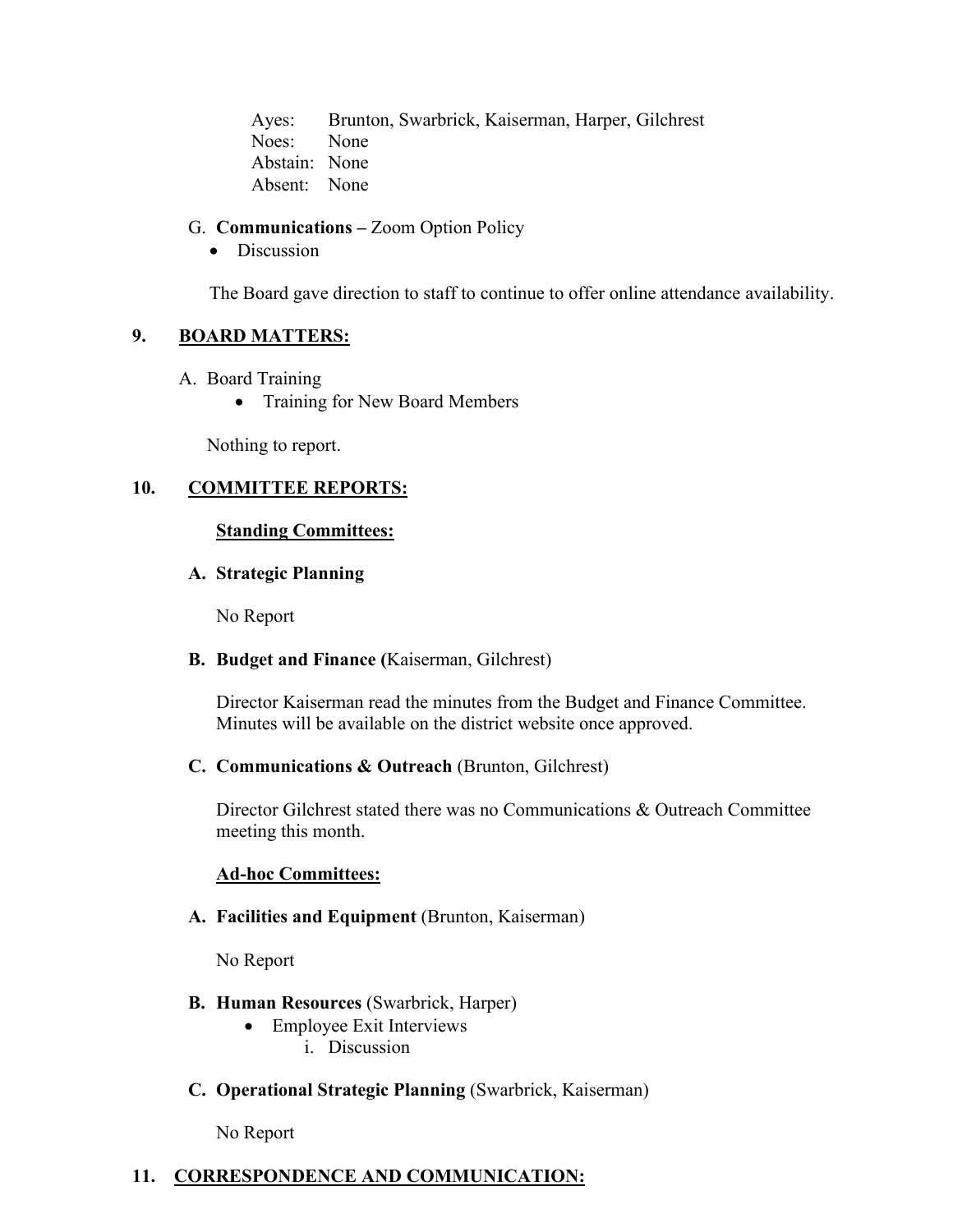Ayes: Brunton, Swarbrick, Kaiserman, Harper, Gilchrest
Noes: None
Abstain: None
Absent: None

G. **Communications –** Zoom Option Policy

- Discussion

The Board gave direction to staff to continue to offer online attendance availability.

## 9. BOARD MATTERS:

A. Board Training

- Training for New Board Members

Nothing to report.

## 10. COMMITTEE REPORTS:

### Standing Committees:

**A. Strategic Planning**

No Report

**B. Budget and Finance (**Kaiserman, Gilchrest)

Director Kaiserman read the minutes from the Budget and Finance Committee. Minutes will be available on the district website once approved.

**C. Communications & Outreach** (Brunton, Gilchrest)

Director Gilchrest stated there was no Communications & Outreach Committee meeting this month.

### Ad-hoc Committees:

**A. Facilities and Equipment** (Brunton, Kaiserman)

No Report

**B. Human Resources** (Swarbrick, Harper)

- Employee Exit Interviews
  - i. Discussion

**C. Operational Strategic Planning** (Swarbrick, Kaiserman)

No Report

## 11. CORRESPONDENCE AND COMMUNICATION: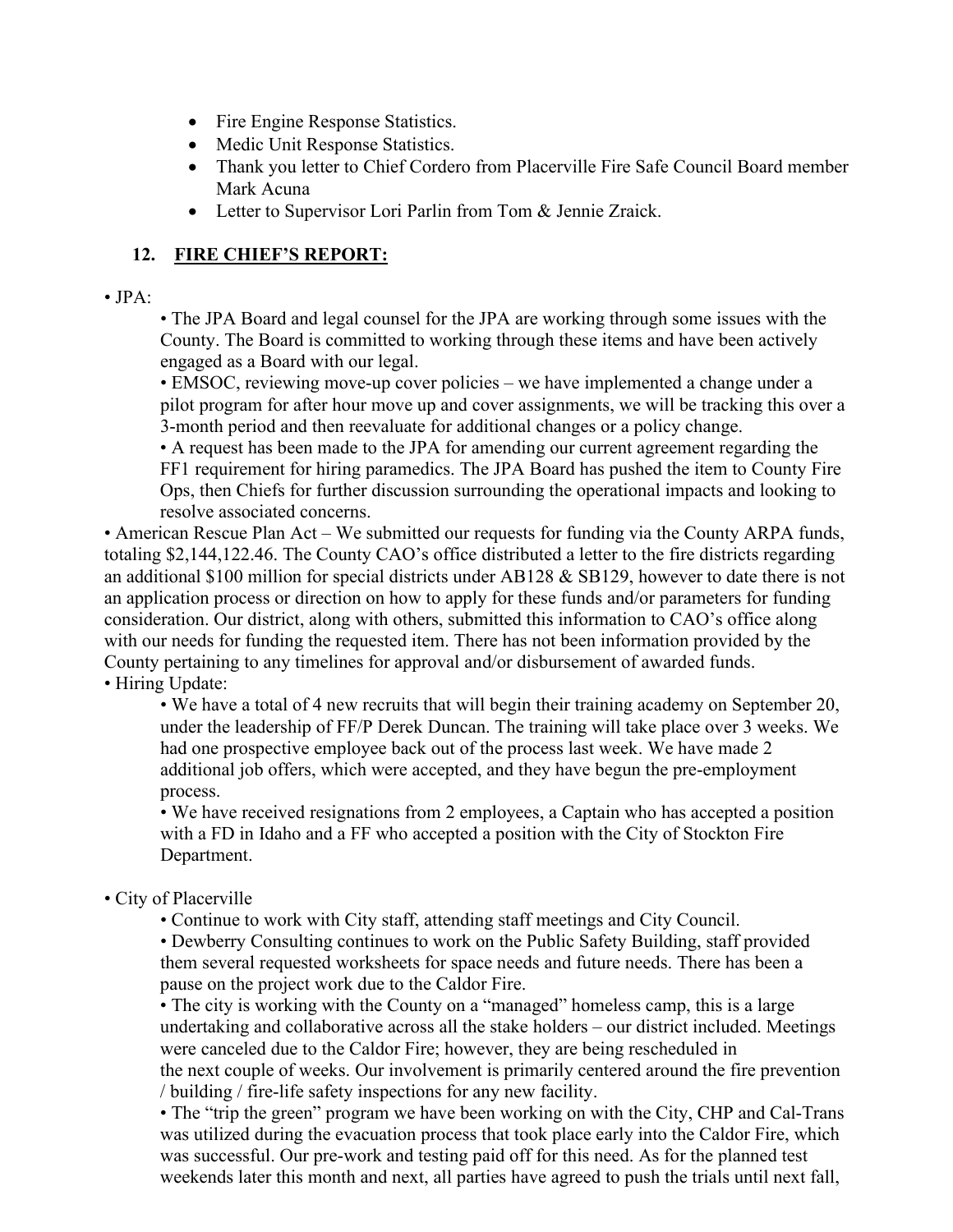- Fire Engine Response Statistics.
- Medic Unit Response Statistics.
- Thank you letter to Chief Cordero from Placerville Fire Safe Council Board member Mark Acuna
- Letter to Supervisor Lori Parlin from Tom & Jennie Zraick.

## 12. FIRE CHIEF'S REPORT:

• JPA:

  • The JPA Board and legal counsel for the JPA are working through some issues with the County. The Board is committed to working through these items and have been actively engaged as a Board with our legal.
  
  • EMSOC, reviewing move-up cover policies – we have implemented a change under a pilot program for after hour move up and cover assignments, we will be tracking this over a 3-month period and then reevaluate for additional changes or a policy change.
  
  • A request has been made to the JPA for amending our current agreement regarding the FF1 requirement for hiring paramedics. The JPA Board has pushed the item to County Fire Ops, then Chiefs for further discussion surrounding the operational impacts and looking to resolve associated concerns.

• American Rescue Plan Act – We submitted our requests for funding via the County ARPA funds, totaling $2,144,122.46. The County CAO's office distributed a letter to the fire districts regarding an additional $100 million for special districts under AB128 & SB129, however to date there is not an application process or direction on how to apply for these funds and/or parameters for funding consideration. Our district, along with others, submitted this information to CAO's office along with our needs for funding the requested item. There has not been information provided by the County pertaining to any timelines for approval and/or disbursement of awarded funds.

• Hiring Update:

  • We have a total of 4 new recruits that will begin their training academy on September 20, under the leadership of FF/P Derek Duncan. The training will take place over 3 weeks. We had one prospective employee back out of the process last week. We have made 2 additional job offers, which were accepted, and they have begun the pre-employment process.
  
  • We have received resignations from 2 employees, a Captain who has accepted a position with a FD in Idaho and a FF who accepted a position with the City of Stockton Fire Department.

• City of Placerville

  • Continue to work with City staff, attending staff meetings and City Council.
  
  • Dewberry Consulting continues to work on the Public Safety Building, staff provided them several requested worksheets for space needs and future needs. There has been a pause on the project work due to the Caldor Fire.
  
  • The city is working with the County on a "managed" homeless camp, this is a large undertaking and collaborative across all the stake holders – our district included. Meetings were canceled due to the Caldor Fire; however, they are being rescheduled in the next couple of weeks. Our involvement is primarily centered around the fire prevention / building / fire-life safety inspections for any new facility.
  
  • The "trip the green" program we have been working on with the City, CHP and Cal-Trans was utilized during the evacuation process that took place early into the Caldor Fire, which was successful. Our pre-work and testing paid off for this need. As for the planned test weekends later this month and next, all parties have agreed to push the trials until next fall,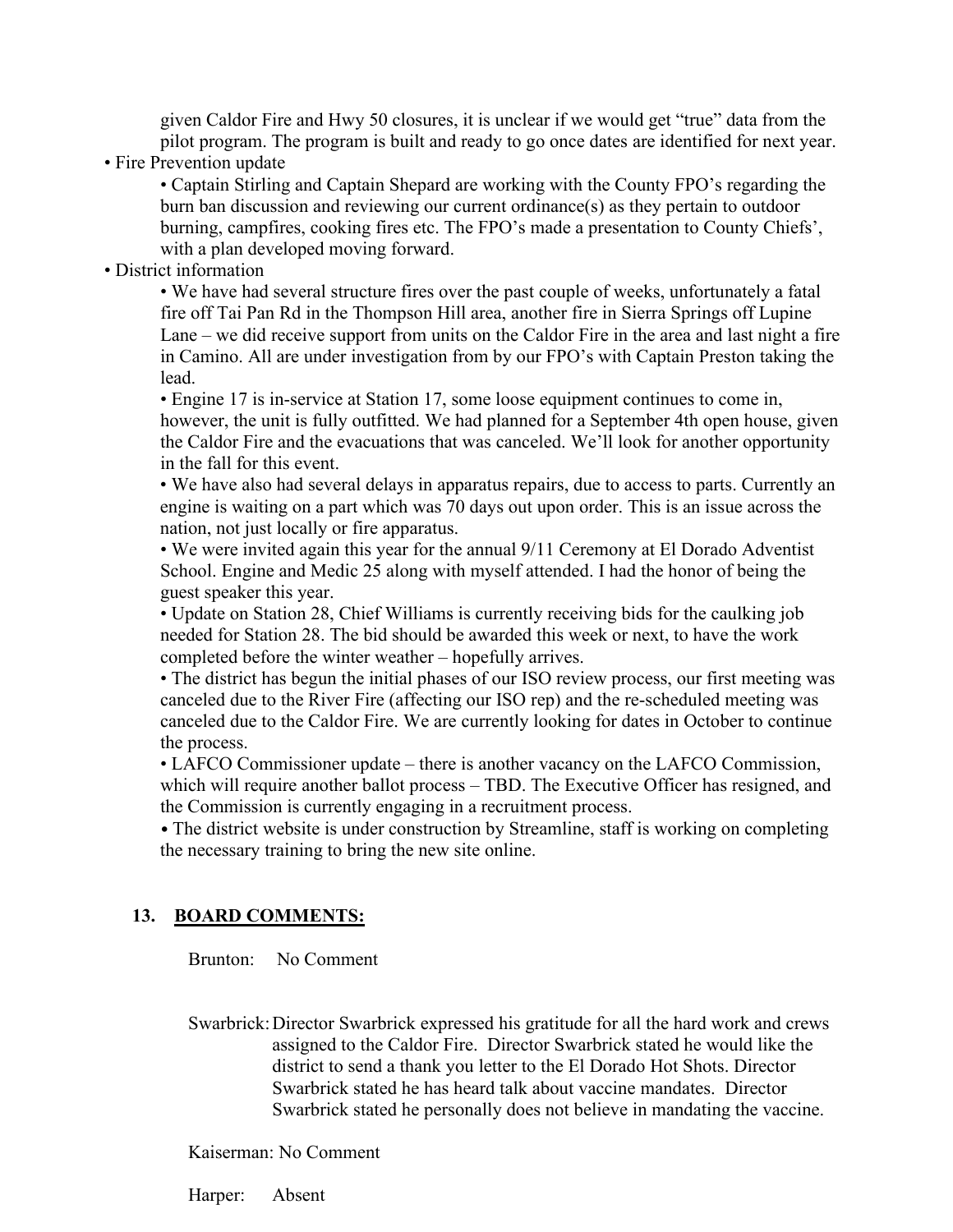given Caldor Fire and Hwy 50 closures, it is unclear if we would get "true" data from the pilot program. The program is built and ready to go once dates are identified for next year.

- Fire Prevention update
  - Captain Stirling and Captain Shepard are working with the County FPO's regarding the burn ban discussion and reviewing our current ordinance(s) as they pertain to outdoor burning, campfires, cooking fires etc. The FPO's made a presentation to County Chiefs', with a plan developed moving forward.
- District information
  - We have had several structure fires over the past couple of weeks, unfortunately a fatal fire off Tai Pan Rd in the Thompson Hill area, another fire in Sierra Springs off Lupine Lane – we did receive support from units on the Caldor Fire in the area and last night a fire in Camino. All are under investigation from by our FPO's with Captain Preston taking the lead.
  - Engine 17 is in-service at Station 17, some loose equipment continues to come in, however, the unit is fully outfitted. We had planned for a September 4th open house, given the Caldor Fire and the evacuations that was canceled. We'll look for another opportunity in the fall for this event.
  - We have also had several delays in apparatus repairs, due to access to parts. Currently an engine is waiting on a part which was 70 days out upon order. This is an issue across the nation, not just locally or fire apparatus.
  - We were invited again this year for the annual 9/11 Ceremony at El Dorado Adventist School. Engine and Medic 25 along with myself attended. I had the honor of being the guest speaker this year.
  - Update on Station 28, Chief Williams is currently receiving bids for the caulking job needed for Station 28. The bid should be awarded this week or next, to have the work completed before the winter weather – hopefully arrives.
  - The district has begun the initial phases of our ISO review process, our first meeting was canceled due to the River Fire (affecting our ISO rep) and the re-scheduled meeting was canceled due to the Caldor Fire. We are currently looking for dates in October to continue the process.
  - LAFCO Commissioner update – there is another vacancy on the LAFCO Commission, which will require another ballot process – TBD. The Executive Officer has resigned, and the Commission is currently engaging in a recruitment process.
  - The district website is under construction by Streamline, staff is working on completing the necessary training to bring the new site online.

## 13. **BOARD COMMENTS:**

Brunton: No Comment

Swarbrick: Director Swarbrick expressed his gratitude for all the hard work and crews assigned to the Caldor Fire. Director Swarbrick stated he would like the district to send a thank you letter to the El Dorado Hot Shots. Director Swarbrick stated he has heard talk about vaccine mandates. Director Swarbrick stated he personally does not believe in mandating the vaccine.

Kaiserman: No Comment

Harper: Absent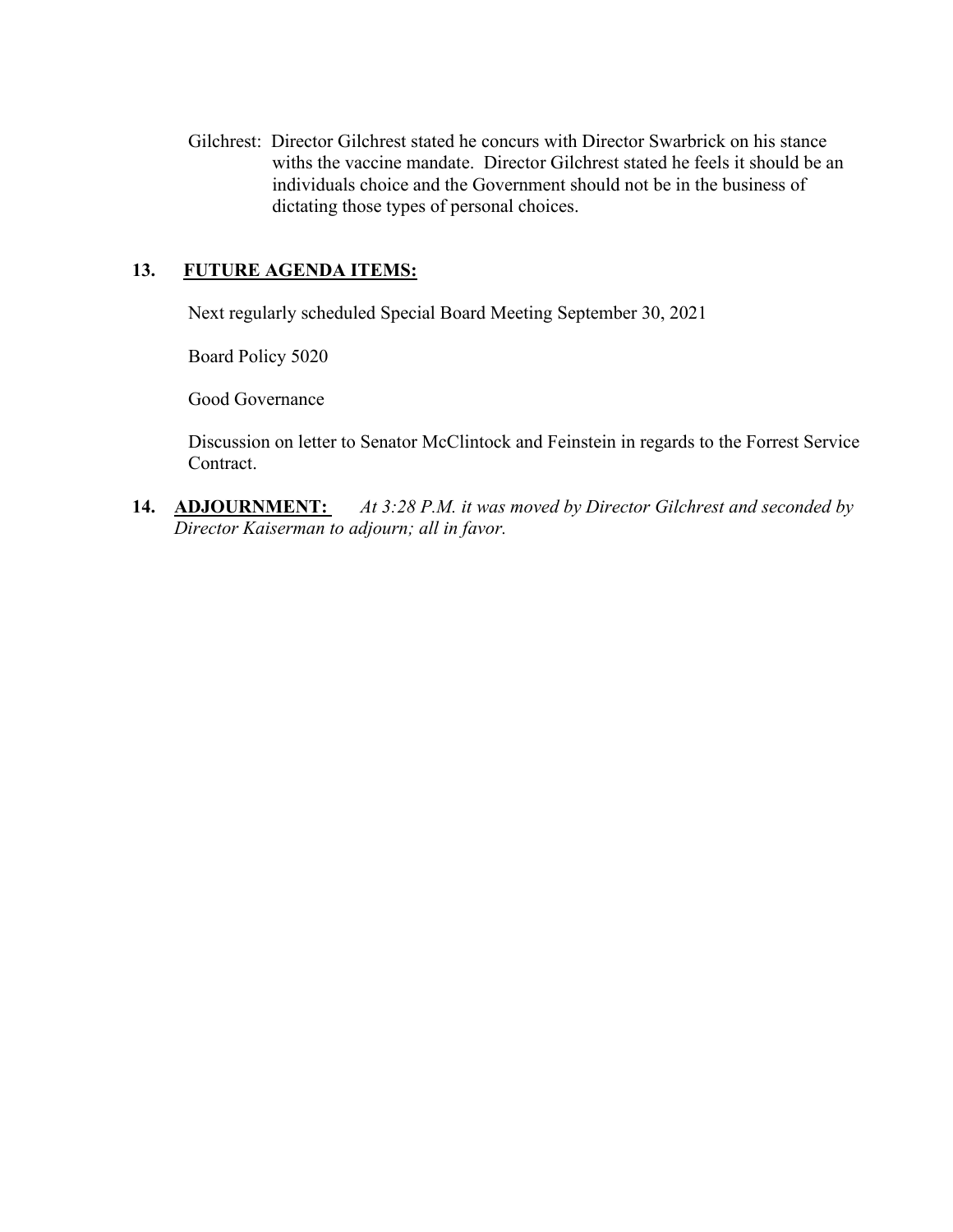Gilchrest: Director Gilchrest stated he concurs with Director Swarbrick on his stance withs the vaccine mandate. Director Gilchrest stated he feels it should be an individuals choice and the Government should not be in the business of dictating those types of personal choices.

**13. FUTURE AGENDA ITEMS:**

Next regularly scheduled Special Board Meeting September 30, 2021

Board Policy 5020

Good Governance

Discussion on letter to Senator McClintock and Feinstein in regards to the Forrest Service Contract.

**14. ADJOURNMENT:** *At 3:28 P.M. it was moved by Director Gilchrest and seconded by Director Kaiserman to adjourn; all in favor.*